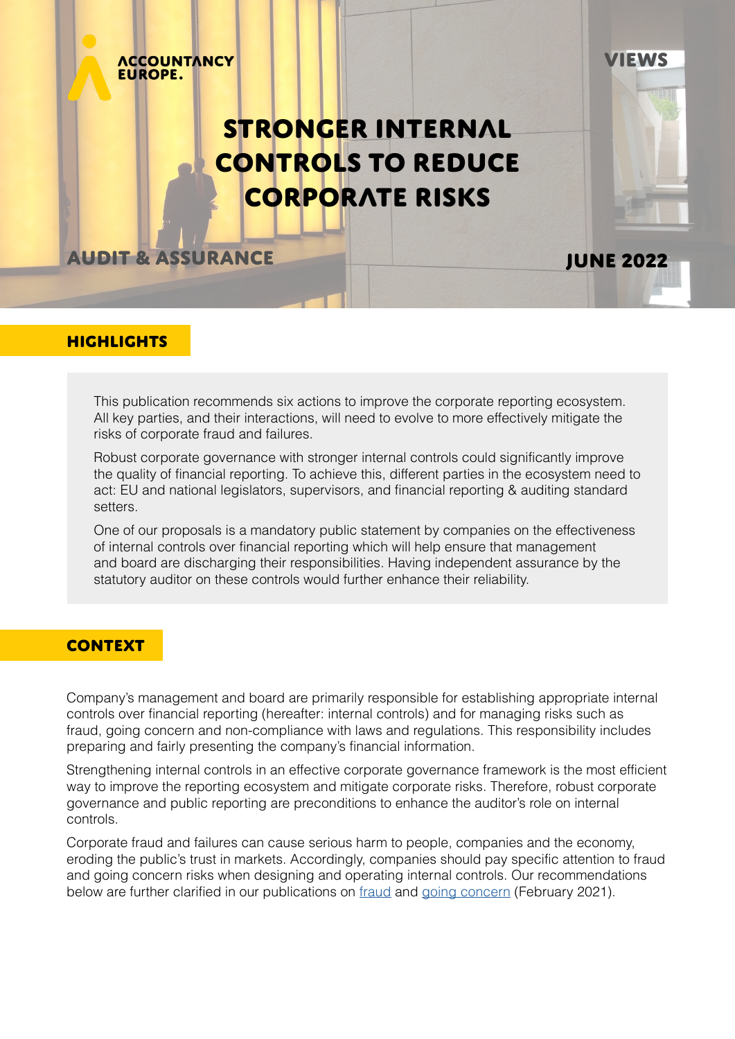ACCOUNTANCY EUROPE.

VIEWS

# STRONGER INTERNAL CONTROLS TO REDUCE CORPORATE RISKS

AUDIT & ASSURANCE

JUNE 2022

## HIGHLIGHTS

This publication recommends six actions to improve the corporate reporting ecosystem. All key parties, and their interactions, will need to evolve to more effectively mitigate the risks of corporate fraud and failures.

Robust corporate governance with stronger internal controls could significantly improve the quality of financial reporting. To achieve this, different parties in the ecosystem need to act: EU and national legislators, supervisors, and financial reporting & auditing standard setters.

One of our proposals is a mandatory public statement by companies on the effectiveness of internal controls over financial reporting which will help ensure that management and board are discharging their responsibilities. Having independent assurance by the statutory auditor on these controls would further enhance their reliability.

## CONTEXT

Company's management and board are primarily responsible for establishing appropriate internal controls over financial reporting (hereafter: internal controls) and for managing risks such as fraud, going concern and non-compliance with laws and regulations. This responsibility includes preparing and fairly presenting the company's financial information.

Strengthening internal controls in an effective corporate governance framework is the most efficient way to improve the reporting ecosystem and mitigate corporate risks. Therefore, robust corporate governance and public reporting are preconditions to enhance the auditor's role on internal controls.

Corporate fraud and failures can cause serious harm to people, companies and the economy, eroding the public's trust in markets. Accordingly, companies should pay specific attention to fraud and going concern risks when designing and operating internal controls. Our recommendations below are further clarified in our publications on fraud and going concern (February 2021).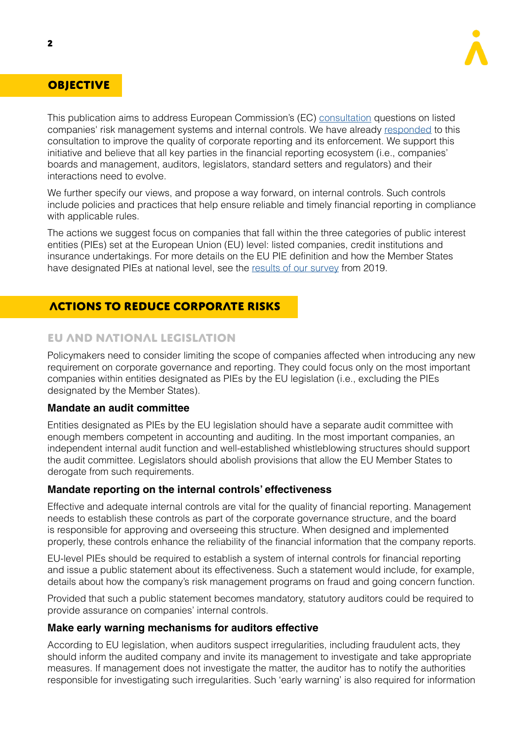## OBJECTIVE

This publication aims to address European Commission's (EC) consultation questions on listed companies' risk management systems and internal controls. We have already responded to this consultation to improve the quality of corporate reporting and its enforcement. We support this initiative and believe that all key parties in the financial reporting ecosystem (i.e., companies' boards and management, auditors, legislators, standard setters and regulators) and their interactions need to evolve.

We further specify our views, and propose a way forward, on internal controls. Such controls include policies and practices that help ensure reliable and timely financial reporting in compliance with applicable rules.

The actions we suggest focus on companies that fall within the three categories of public interest entities (PIEs) set at the European Union (EU) level: listed companies, credit institutions and insurance undertakings. For more details on the EU PIE definition and how the Member States have designated PIEs at national level, see the results of our survey from 2019.

## ACTIONS TO REDUCE CORPORATE RISKS

### EU AND NATIONAL LEGISLATION

Policymakers need to consider limiting the scope of companies affected when introducing any new requirement on corporate governance and reporting. They could focus only on the most important companies within entities designated as PIEs by the EU legislation (i.e., excluding the PIEs designated by the Member States).

#### Mandate an audit committee

Entities designated as PIEs by the EU legislation should have a separate audit committee with enough members competent in accounting and auditing. In the most important companies, an independent internal audit function and well-established whistleblowing structures should support the audit committee. Legislators should abolish provisions that allow the EU Member States to derogate from such requirements.

#### Mandate reporting on the internal controls' effectiveness

Effective and adequate internal controls are vital for the quality of financial reporting. Management needs to establish these controls as part of the corporate governance structure, and the board is responsible for approving and overseeing this structure. When designed and implemented properly, these controls enhance the reliability of the financial information that the company reports.

EU-level PIEs should be required to establish a system of internal controls for financial reporting and issue a public statement about its effectiveness. Such a statement would include, for example, details about how the company's risk management programs on fraud and going concern function.

Provided that such a public statement becomes mandatory, statutory auditors could be required to provide assurance on companies' internal controls.

#### Make early warning mechanisms for auditors effective

According to EU legislation, when auditors suspect irregularities, including fraudulent acts, they should inform the audited company and invite its management to investigate and take appropriate measures. If management does not investigate the matter, the auditor has to notify the authorities responsible for investigating such irregularities. Such 'early warning' is also required for information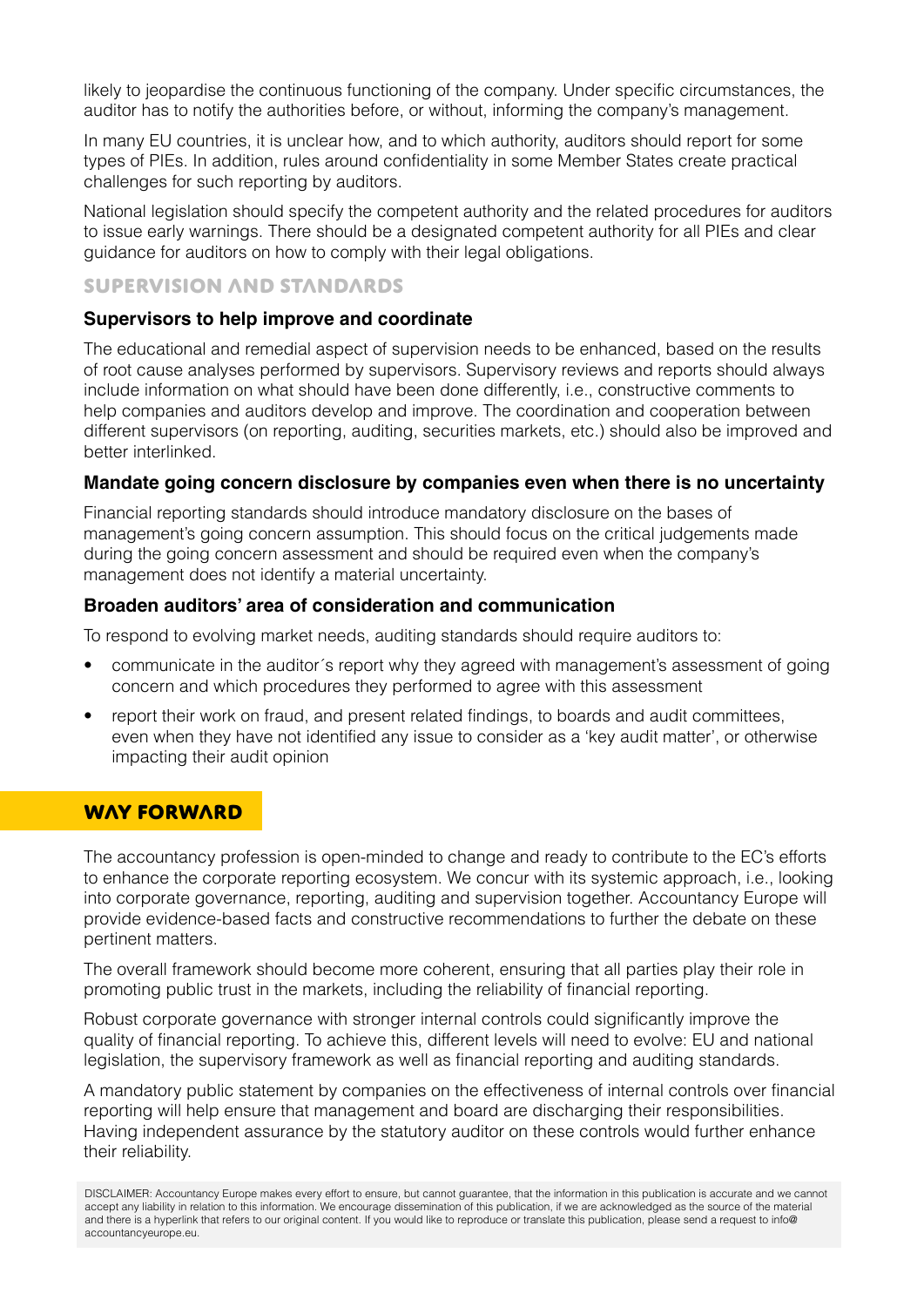likely to jeopardise the continuous functioning of the company. Under specific circumstances, the auditor has to notify the authorities before, or without, informing the company's management.

In many EU countries, it is unclear how, and to which authority, auditors should report for some types of PIEs. In addition, rules around confidentiality in some Member States create practical challenges for such reporting by auditors.

National legislation should specify the competent authority and the related procedures for auditors to issue early warnings. There should be a designated competent authority for all PIEs and clear guidance for auditors on how to comply with their legal obligations.

## SUPERVISION AND STANDARDS

### Supervisors to help improve and coordinate

The educational and remedial aspect of supervision needs to be enhanced, based on the results of root cause analyses performed by supervisors. Supervisory reviews and reports should always include information on what should have been done differently, i.e., constructive comments to help companies and auditors develop and improve. The coordination and cooperation between different supervisors (on reporting, auditing, securities markets, etc.) should also be improved and better interlinked.

### Mandate going concern disclosure by companies even when there is no uncertainty

Financial reporting standards should introduce mandatory disclosure on the bases of management's going concern assumption. This should focus on the critical judgements made during the going concern assessment and should be required even when the company's management does not identify a material uncertainty.

### Broaden auditors' area of consideration and communication

To respond to evolving market needs, auditing standards should require auditors to:

- communicate in the auditor´s report why they agreed with management's assessment of going concern and which procedures they performed to agree with this assessment
- report their work on fraud, and present related findings, to boards and audit committees, even when they have not identified any issue to consider as a 'key audit matter', or otherwise impacting their audit opinion

## WAY FORWARD

The accountancy profession is open-minded to change and ready to contribute to the EC's efforts to enhance the corporate reporting ecosystem. We concur with its systemic approach, i.e., looking into corporate governance, reporting, auditing and supervision together. Accountancy Europe will provide evidence-based facts and constructive recommendations to further the debate on these pertinent matters.

The overall framework should become more coherent, ensuring that all parties play their role in promoting public trust in the markets, including the reliability of financial reporting.

Robust corporate governance with stronger internal controls could significantly improve the quality of financial reporting. To achieve this, different levels will need to evolve: EU and national legislation, the supervisory framework as well as financial reporting and auditing standards.

A mandatory public statement by companies on the effectiveness of internal controls over financial reporting will help ensure that management and board are discharging their responsibilities. Having independent assurance by the statutory auditor on these controls would further enhance their reliability.

DISCLAIMER: Accountancy Europe makes every effort to ensure, but cannot guarantee, that the information in this publication is accurate and we cannot accept any liability in relation to this information. We encourage dissemination of this publication, if we are acknowledged as the source of the material and there is a hyperlink that refers to our original content. If you would like to reproduce or translate this publication, please send a request to info@accountancyeurope.eu.